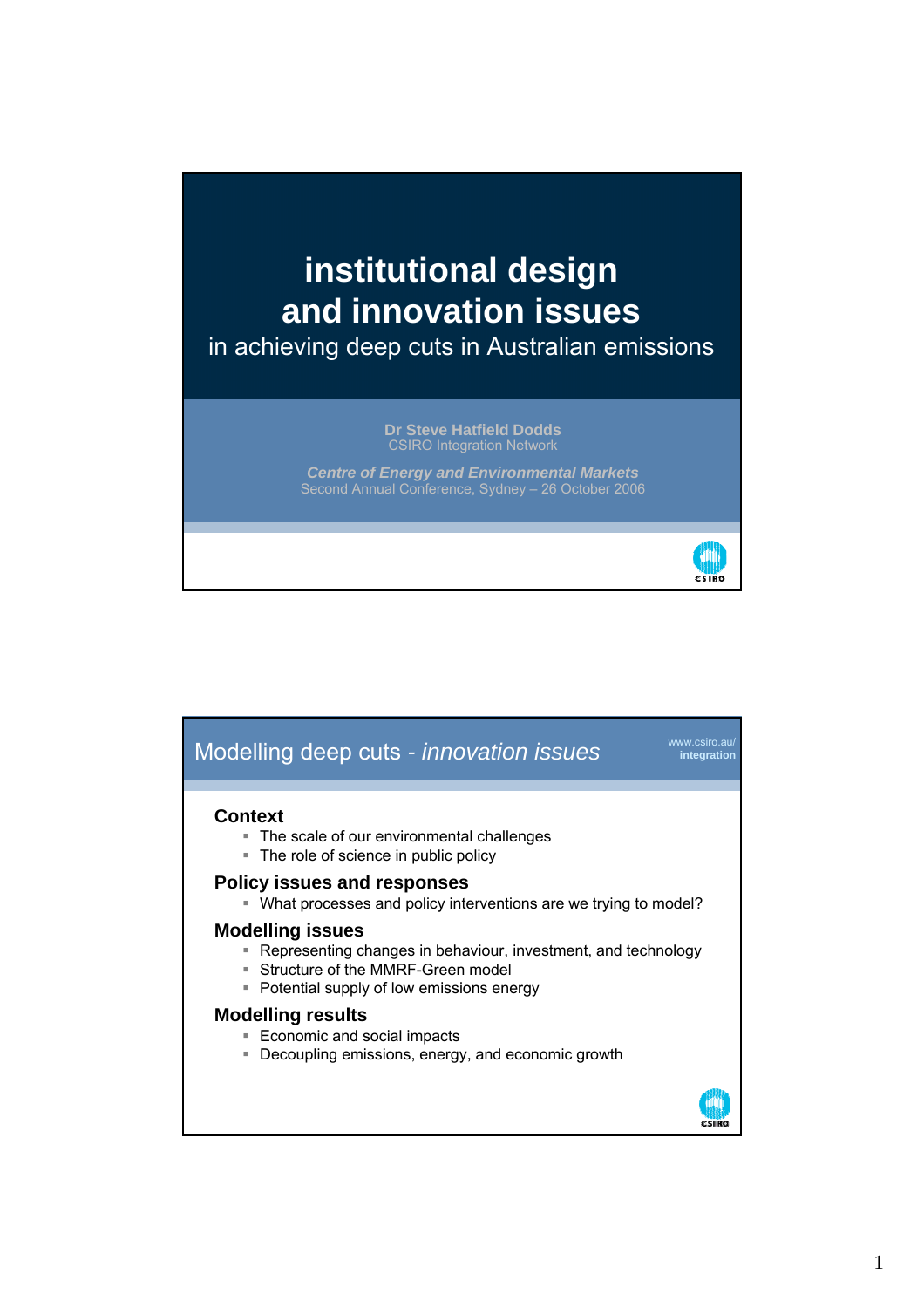# institutional design and innovation issues

## in achieving deep cuts in Australian emissions

**Dr Steve Hatfield Dodds**
CSIRO Integration Network

***Centre of Energy and Environmental Markets***
Second Annual Conference, Sydney – 26 October 2006

---

## Modelling deep cuts - *innovation issues*

www.csiro.au/ **integration**

**Context**

- The scale of our environmental challenges
- The role of science in public policy

**Policy issues and responses**

- What processes and policy interventions are we trying to model?

**Modelling issues**

- Representing changes in behaviour, investment, and technology
- Structure of the MMRF-Green model
- Potential supply of low emissions energy

**Modelling results**

- Economic and social impacts
- Decoupling emissions, energy, and economic growth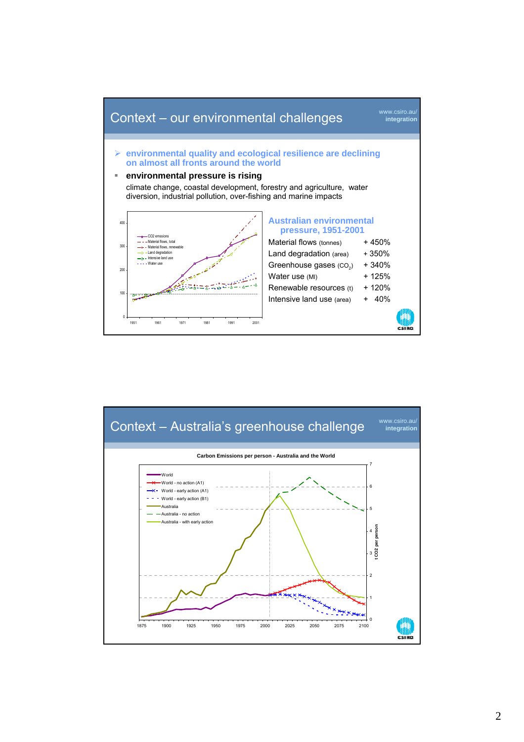## Context – our environmental challenges

www.csiro.au/integration

- **environmental quality and ecological resilience are declining on almost all fronts around the world**
- **environmental pressure is rising**

  climate change, coastal development, forestry and agriculture, water diversion, industrial pollution, over-fishing and marine impacts

### Australian environmental pressure, 1951-2001

| | |
|---|---|
| Material flows (tonnes) | + 450% |
| Land degradation (area) | + 350% |
| Greenhouse gases ($CO_2$) | + 340% |
| Water use (Ml) | + 125% |
| Renewable resources (t) | + 120% |
| Intensive land use (area) | + 40% |

## Context – Australia's greenhouse challenge

www.csiro.au/integration

Carbon Emissions per person - Australia and the World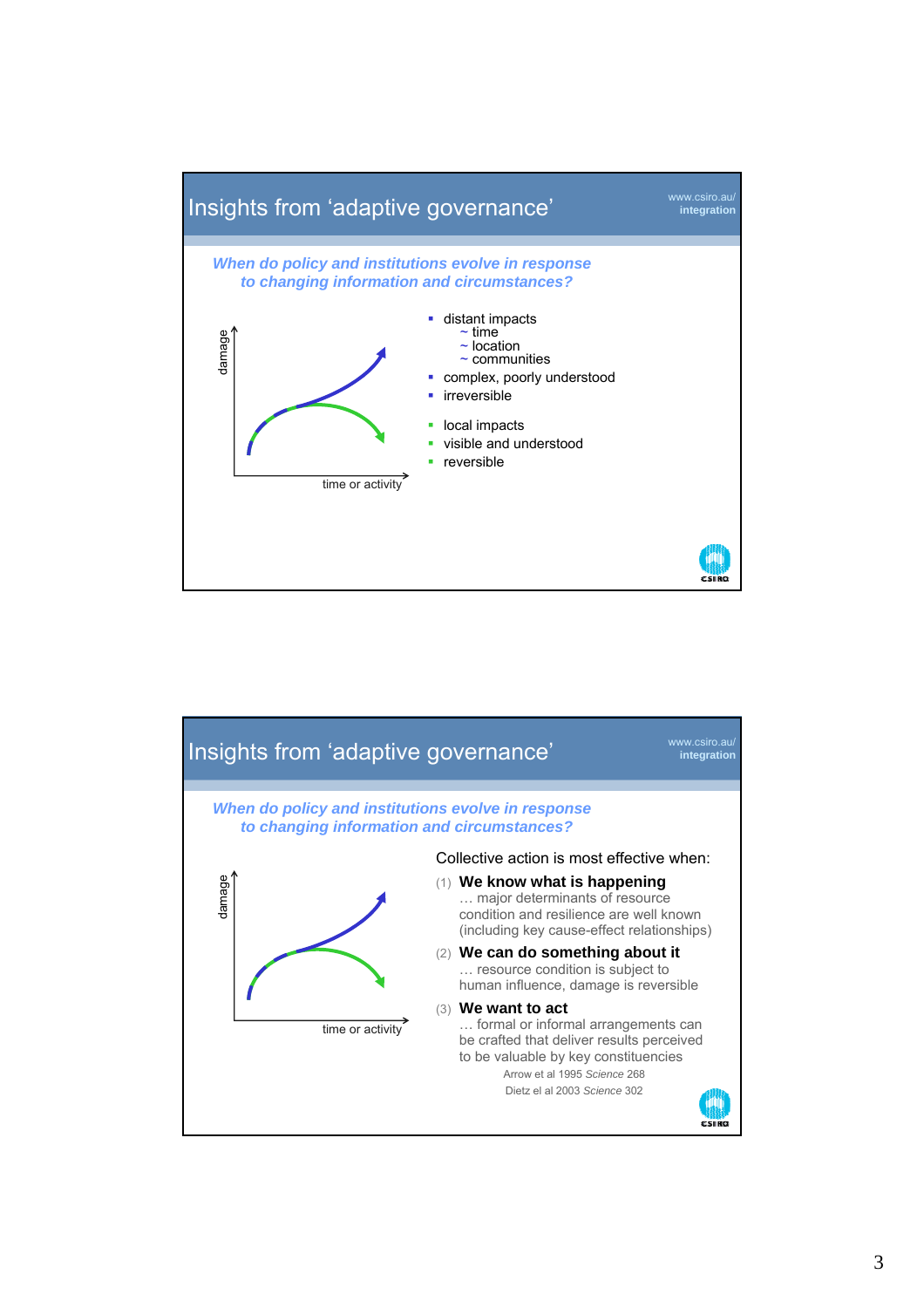## Insights from 'adaptive governance'

www.csiro.au/ **integration**

***When do policy and institutions evolve in response to changing information and circumstances?***

damage

time or activity

- distant impacts
  - ~ time
  - ~ location
  - ~ communities
- complex, poorly understood
- irreversible

- local impacts
- visible and understood
- reversible

CSIRO

## Insights from 'adaptive governance'

www.csiro.au/ **integration**

***When do policy and institutions evolve in response to changing information and circumstances?***

damage

time or activity

Collective action is most effective when:

(1) **We know what is happening**
… major determinants of resource condition and resilience are well known (including key cause-effect relationships)

(2) **We can do something about it**
… resource condition is subject to human influence, damage is reversible

(3) **We want to act**
… formal or informal arrangements can be crafted that deliver results perceived to be valuable by key constituencies

Arrow et al 1995 *Science* 268

Dietz el al 2003 *Science* 302

CSIRO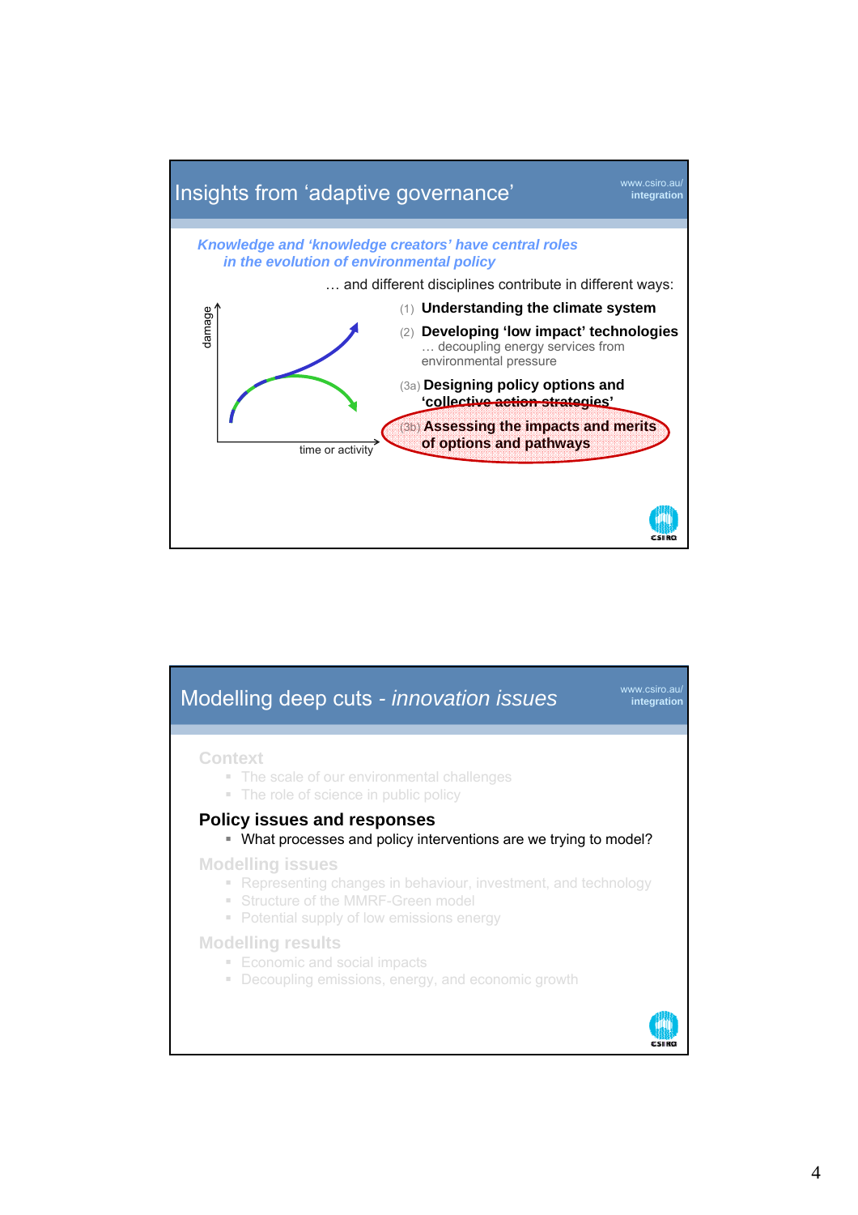## Insights from 'adaptive governance'

www.csiro.au/
integration

***Knowledge and 'knowledge creators' have central roles in the evolution of environmental policy***

… and different disciplines contribute in different ways:

damage

time or activity

(1) **Understanding the climate system**

(2) **Developing 'low impact' technologies**
… decoupling energy services from environmental pressure

(3a) **Designing policy options and 'collective action strategies'**

(3b) **Assessing the impacts and merits of options and pathways**

CSIRO

## Modelling deep cuts - *innovation issues*

www.csiro.au/
integration

**Context**
- The scale of our environmental challenges
- The role of science in public policy

**Policy issues and responses**
- What processes and policy interventions are we trying to model?

**Modelling issues**
- Representing changes in behaviour, investment, and technology
- Structure of the MMRF-Green model
- Potential supply of low emissions energy

**Modelling results**
- Economic and social impacts
- Decoupling emissions, energy, and economic growth

CSIRO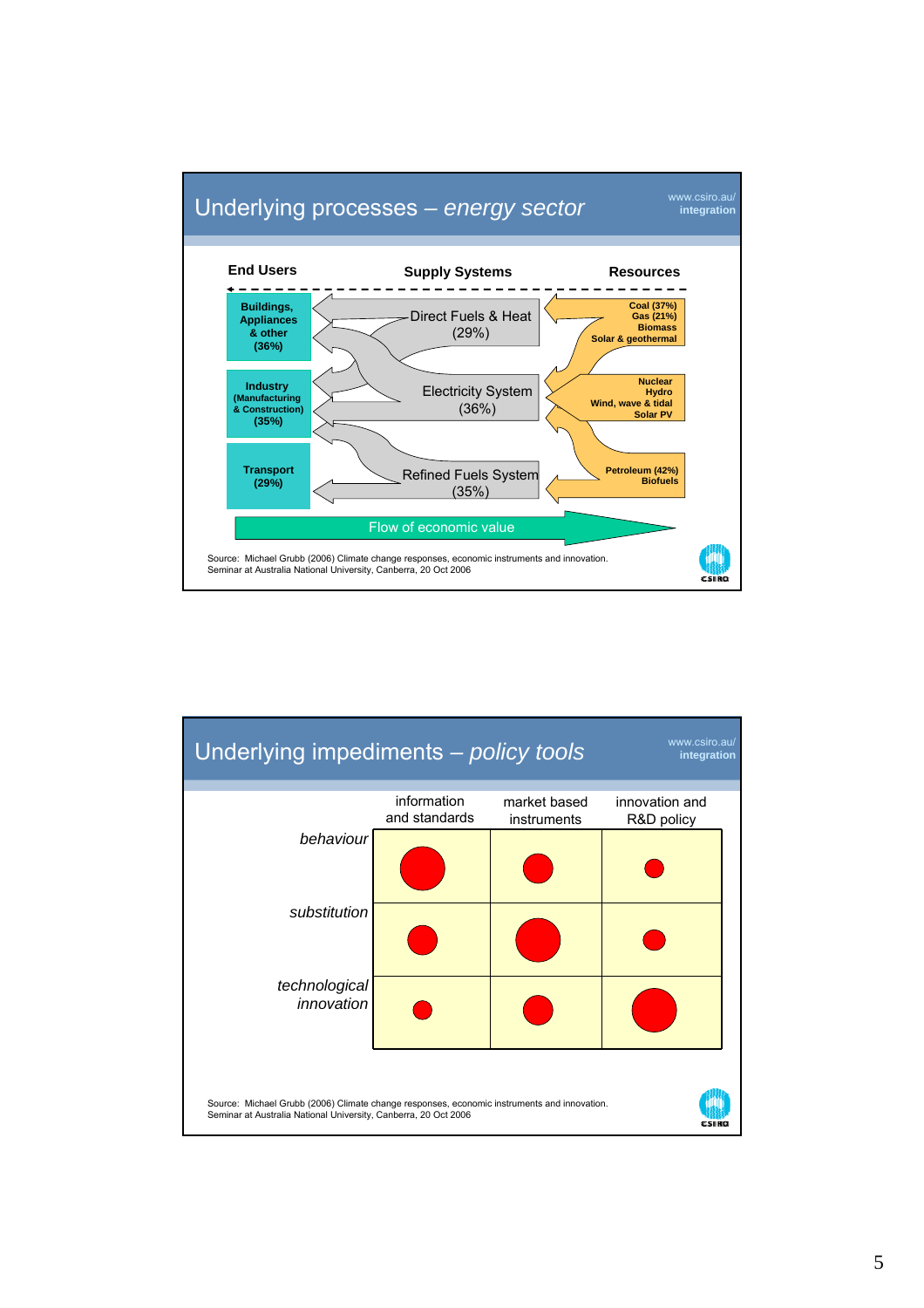## Underlying processes – *energy sector*

www.csiro.au/
**integration**

**End Users** — **Supply Systems** — **Resources**

| End Users | Supply Systems | Resources |
|---|---|---|
| **Buildings, Appliances & other (36%)** | Direct Fuels & Heat (29%) | **Coal (37%) Gas (21%) Biomass Solar & geothermal** |
| **Industry (Manufacturing & Construction) (35%)** | Electricity System (36%) | **Nuclear Hydro Wind, wave & tidal Solar PV** |
| **Transport (29%)** | Refined Fuels System (35%) | **Petroleum (42%) Biofuels** |

Flow of economic value

Source: Michael Grubb (2006) Climate change responses, economic instruments and innovation. Seminar at Australia National University, Canberra, 20 Oct 2006

## Underlying impediments – *policy tools*

www.csiro.au/
**integration**

| | information and standards | market based instruments | innovation and R&D policy |
|---|---|---|---|
| *behaviour* | ● (large) | ● (medium) | ● (small) |
| *substitution* | ● (medium) | ● (large) | ● (small) |
| *technological innovation* | ● (small) | ● (medium) | ● (large) |

Source: Michael Grubb (2006) Climate change responses, economic instruments and innovation. Seminar at Australia National University, Canberra, 20 Oct 2006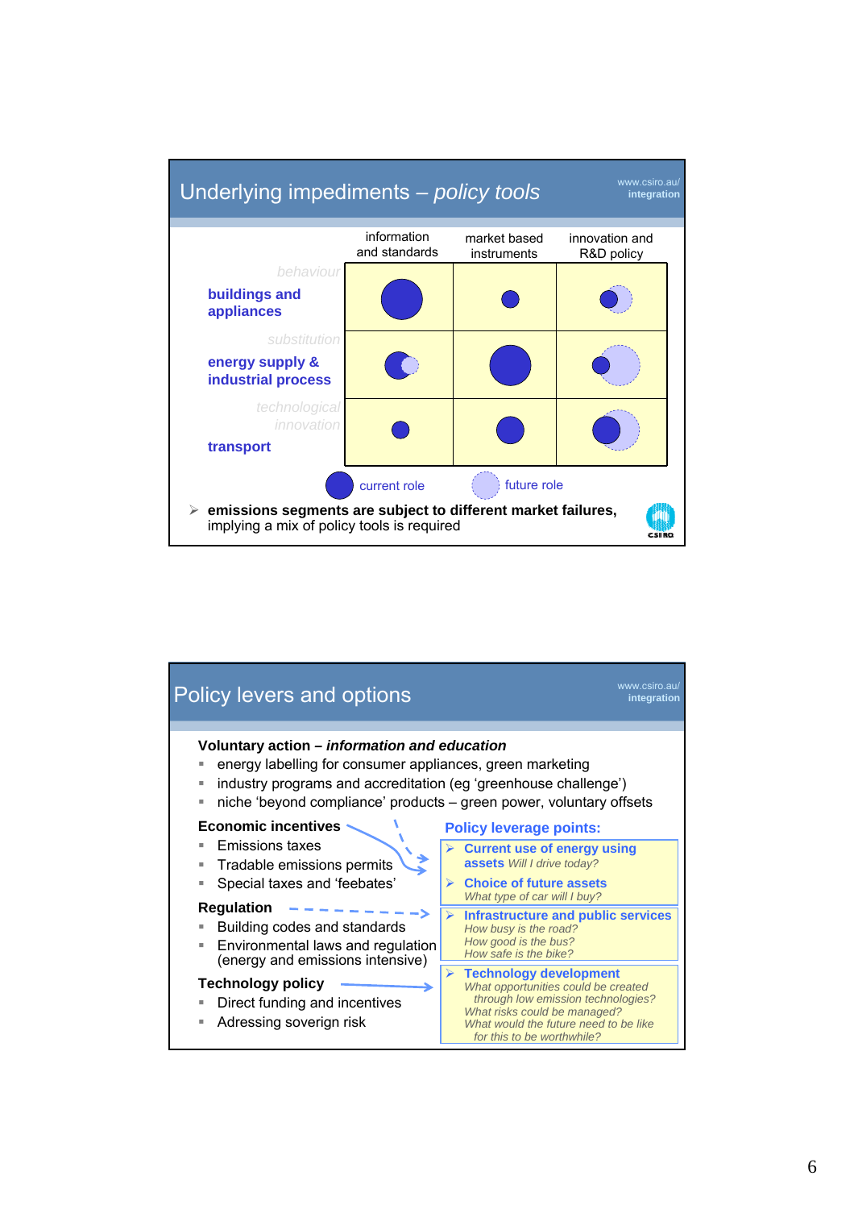## Underlying impediments – *policy tools*

www.csiro.au/ integration

| | information and standards | market based instruments | innovation and R&D policy |
|---|---|---|---|
| *behaviour* — **buildings and appliances** | large current role | small current role | small current role, larger future role |
| *substitution* — **energy supply & industrial process** | medium current role, small future role | large current role | small current role, large future role |
| *technological innovation* — **transport** | small current role | medium current role | medium current role, larger future role |

current role — future role

- **emissions segments are subject to different market failures,** implying a mix of policy tools is required

## Policy levers and options

www.csiro.au/ integration

**Voluntary action –** ***information and education***

- energy labelling for consumer appliances, green marketing
- industry programs and accreditation (eg 'greenhouse challenge')
- niche 'beyond compliance' products – green power, voluntary offsets

**Economic incentives**

- Emissions taxes
- Tradable emissions permits
- Special taxes and 'feebates'

**Regulation**

- Building codes and standards
- Environmental laws and regulation (energy and emissions intensive)

**Technology policy**

- Direct funding and incentives
- Adressing soverign risk

**Policy leverage points:**

- **Current use of energy using assets** *Will I drive today?*
- **Choice of future assets** *What type of car will I buy?*
- **Infrastructure and public services** *How busy is the road? How good is the bus? How safe is the bike?*
- **Technology development** *What opportunities could be created through low emission technologies? What risks could be managed? What would the future need to be like for this to be worthwhile?*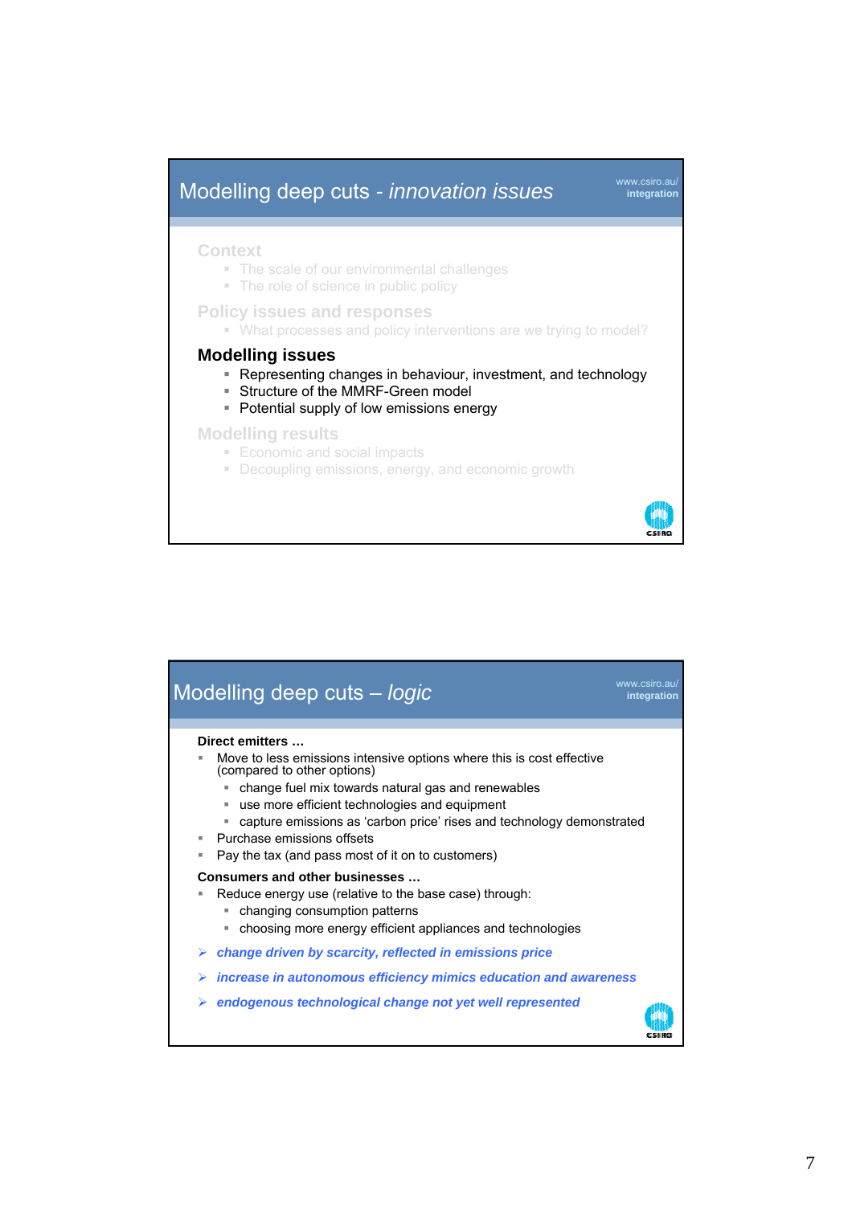## Modelling deep cuts - *innovation issues*

www.csiro.au/
integration

**Context**

- The scale of our environmental challenges
- The role of science in public policy

**Policy issues and responses**

- What processes and policy interventions are we trying to model?

**Modelling issues**

- Representing changes in behaviour, investment, and technology
- Structure of the MMRF-Green model
- Potential supply of low emissions energy

**Modelling results**

- Economic and social impacts
- Decoupling emissions, energy, and economic growth

CSIRO

## Modelling deep cuts – *logic*

www.csiro.au/
integration

**Direct emitters …**

- Move to less emissions intensive options where this is cost effective (compared to other options)
  - change fuel mix towards natural gas and renewables
  - use more efficient technologies and equipment
  - capture emissions as ‘carbon price’ rises and technology demonstrated
- Purchase emissions offsets
- Pay the tax (and pass most of it on to customers)

**Consumers and other businesses …**

- Reduce energy use (relative to the base case) through:
  - changing consumption patterns
  - choosing more energy efficient appliances and technologies

- ***change driven by scarcity, reflected in emissions price***
- ***increase in autonomous efficiency mimics education and awareness***
- ***endogenous technological change not yet well represented***

CSIRO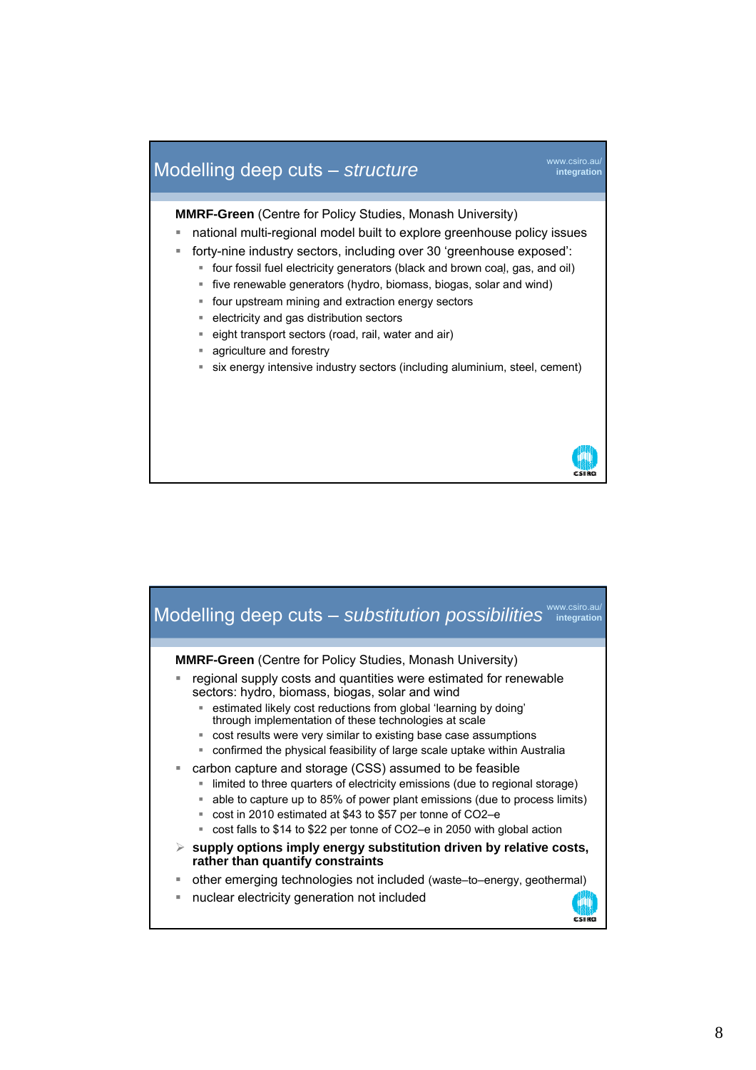## Modelling deep cuts – *structure*

**MMRF-Green** (Centre for Policy Studies, Monash University)

- national multi-regional model built to explore greenhouse policy issues
- forty-nine industry sectors, including over 30 'greenhouse exposed':
  - four fossil fuel electricity generators (black and brown coal, gas, and oil)
  - five renewable generators (hydro, biomass, biogas, solar and wind)
  - four upstream mining and extraction energy sectors
  - electricity and gas distribution sectors
  - eight transport sectors (road, rail, water and air)
  - agriculture and forestry
  - six energy intensive industry sectors (including aluminium, steel, cement)

## Modelling deep cuts – *substitution possibilities*

**MMRF-Green** (Centre for Policy Studies, Monash University)

- regional supply costs and quantities were estimated for renewable sectors: hydro, biomass, biogas, solar and wind
  - estimated likely cost reductions from global 'learning by doing' through implementation of these technologies at scale
  - cost results were very similar to existing base case assumptions
  - confirmed the physical feasibility of large scale uptake within Australia
- carbon capture and storage (CSS) assumed to be feasible
  - limited to three quarters of electricity emissions (due to regional storage)
  - able to capture up to 85% of power plant emissions (due to process limits)
  - cost in 2010 estimated at $43 to $57 per tonne of CO2–e
  - cost falls to $14 to $22 per tonne of CO2–e in 2050 with global action
- **supply options imply energy substitution driven by relative costs, rather than quantify constraints**
- other emerging technologies not included (waste–to–energy, geothermal)
- nuclear electricity generation not included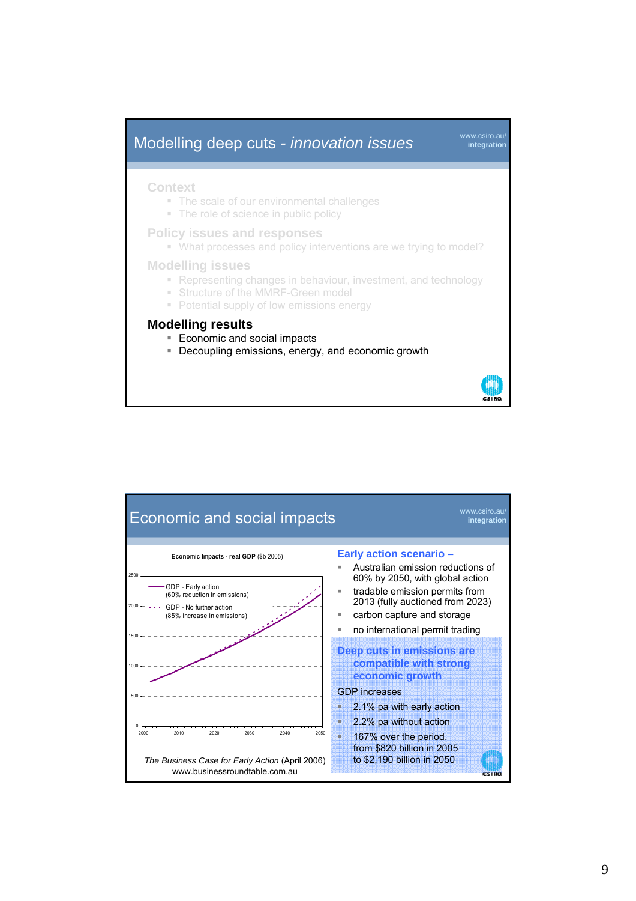## Modelling deep cuts - *innovation issues*

www.csiro.au/ **integration**

**Context**

- The scale of our environmental challenges
- The role of science in public policy

**Policy issues and responses**

- What processes and policy interventions are we trying to model?

**Modelling issues**

- Representing changes in behaviour, investment, and technology
- Structure of the MMRF-Green model
- Potential supply of low emissions energy

**Modelling results**

- Economic and social impacts
- Decoupling emissions, energy, and economic growth

## Economic and social impacts

www.csiro.au/ **integration**

**Economic Impacts - real GDP** ($b 2005)

- GDP - Early action (60% reduction in emissions)
- GDP - No further action (85% increase in emissions)

*The Business Case for Early Action* (April 2006)
www.businessroundtable.com.au

**Early action scenario –**

- Australian emission reductions of 60% by 2050, with global action
- tradable emission permits from 2013 (fully auctioned from 2023)
- carbon capture and storage
- no international permit trading

**Deep cuts in emissions are compatible with strong economic growth**

GDP increases

- 2.1% pa with early action
- 2.2% pa without action
- 167% over the period, from $820 billion in 2005 to $2,190 billion in 2050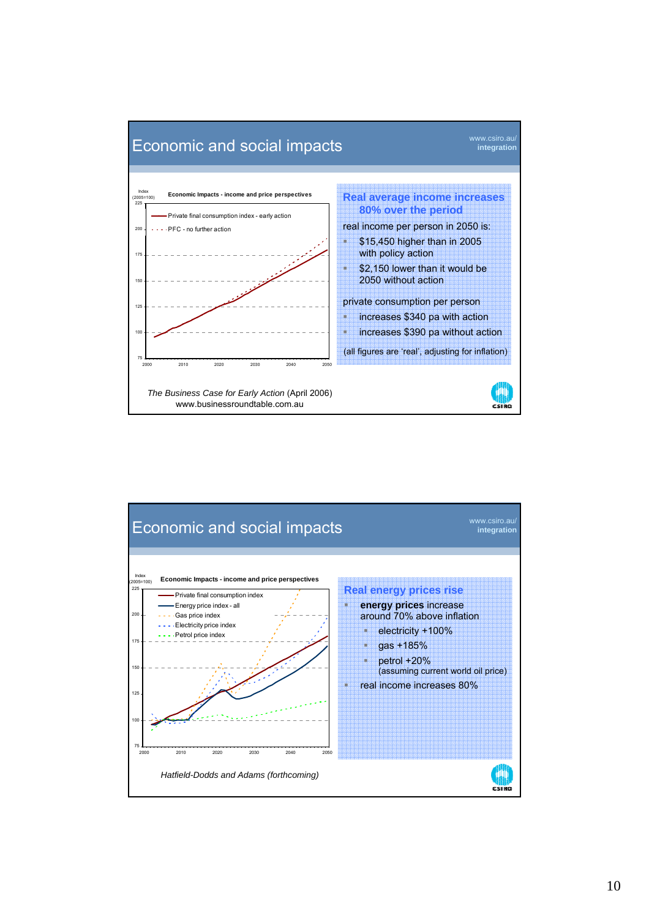## Economic and social impacts

www.csiro.au/ **integration**

**Economic Impacts - income and price perspectives**

Index (2005=100)

- Private final consumption index - early action
- PFC - no further action

### Real average income increases 80% over the period

real income per person in 2050 is:

- $15,450 higher than in 2005 with policy action
- $2,150 lower than it would be 2050 without action

private consumption per person

- increases $340 pa with action
- increases $390 pa without action

(all figures are 'real', adjusting for inflation)

*The Business Case for Early Action* (April 2006)
www.businessroundtable.com.au

## Economic and social impacts

www.csiro.au/ **integration**

**Economic Impacts - income and price perspectives**

Index (2005=100)

- Private final consumption index
- Energy price index - all
- Gas price index
- Electricity price index
- Petrol price index

### Real energy prices rise

- **energy prices** increase around 70% above inflation
  - electricity +100%
  - gas +185%
  - petrol +20% (assuming current world oil price)
- real income increases 80%

*Hatfield-Dodds and Adams (forthcoming)*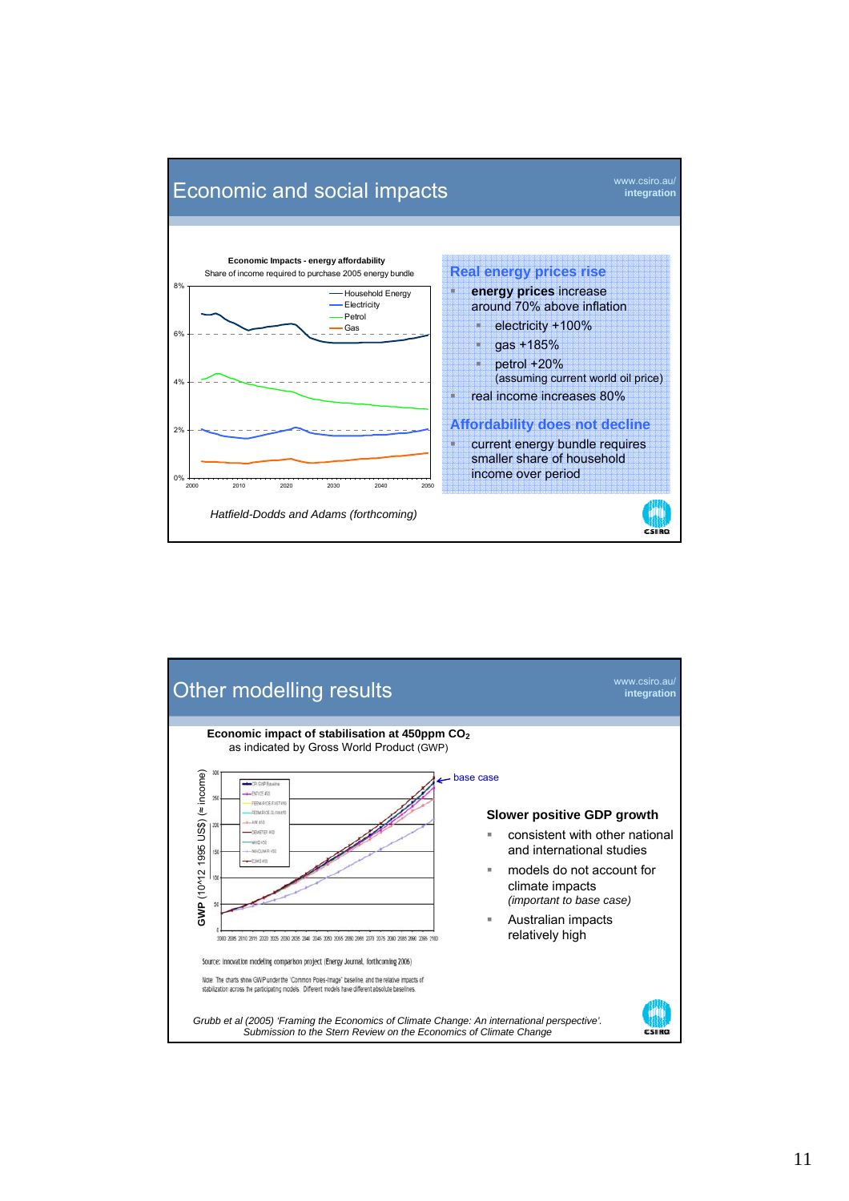# Economic and social impacts

www.csiro.au/ **integration**

**Economic Impacts - energy affordability**
Share of income required to purchase 2005 energy bundle

Legend: Household Energy, Electricity, Petrol, Gas

*Hatfield-Dodds and Adams (forthcoming)*

## Real energy prices rise

- **energy prices** increase around 70% above inflation
  - electricity +100%
  - gas +185%
  - petrol +20% (assuming current world oil price)
- real income increases 80%

## Affordability does not decline

- current energy bundle requires smaller share of household income over period

---

# Other modelling results

www.csiro.au/ **integration**

**Economic impact of stabilisation at 450ppm $CO_2$**
as indicated by Gross World Product (GWP)

GWP (10^12 1995 US$) (≈ income)

base case

Source: Innovation modeling comparison project (Energy Journal, forthcoming 2006)

Note: The charts show GWP under the 'Common Poles-Image' baseline and the relative impacts of stabilization across the participating models. Different models have different absolute baselines.

### Slower positive GDP growth

- consistent with other national and international studies
- models do not account for climate impacts *(important to base case)*
- Australian impacts relatively high

*Grubb et al (2005) 'Framing the Economics of Climate Change: An international perspective'. Submission to the Stern Review on the Economics of Climate Change*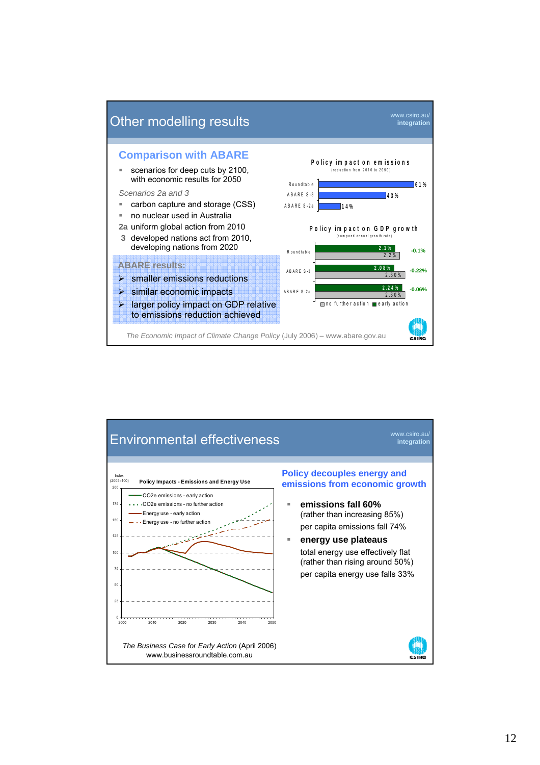# Other modelling results

www.csiro.au/ **integration**

## Comparison with ABARE

- scenarios for deep cuts by 2100, with economic results for 2050

*Scenarios 2a and 3*

- carbon capture and storage (CSS)
- no nuclear used in Australia

**2a** uniform global action from 2010

**3** developed nations act from 2010, developing nations from 2020

**ABARE results:**

- smaller emissions reductions
- similar economic impacts
- larger policy impact on GDP relative to emissions reduction achieved

**Policy impact on emissions**
(reduction from 2010 to 2050)

| | Reduction |
|---|---|
| Roundtable | 61% |
| ABARE S-3 | 43% |
| ABARE S-2a | 14% |

**Policy impact on GDP growth**
(compound annual growth rate)

| | early action | no further action | difference |
|---|---|---|---|
| Roundtable | 2.1% | 2.2% | -0.1% |
| ABARE S-3 | 2.08% | 2.30% | -0.22% |
| ABARE S-2a | 2.24% | 2.30% | -0.06% |

*The Economic Impact of Climate Change Policy* (July 2006) – www.abare.gov.au

# Environmental effectiveness

www.csiro.au/ **integration**

**Policy Impacts - Emissions and Energy Use**

Index (2005=100)

Legend: $CO_2$e emissions - early action; $CO_2$e emissions - no further action; Energy use - early action; Energy use - no further action

*The Business Case for Early Action* (April 2006)
www.businessroundtable.com.au

## Policy decouples energy and emissions from economic growth

- **emissions fall 60%**
  (rather than increasing 85%)
  per capita emissions fall 74%
- **energy use plateaus**
  total energy use effectively flat
  (rather than rising around 50%)
  per capita energy use falls 33%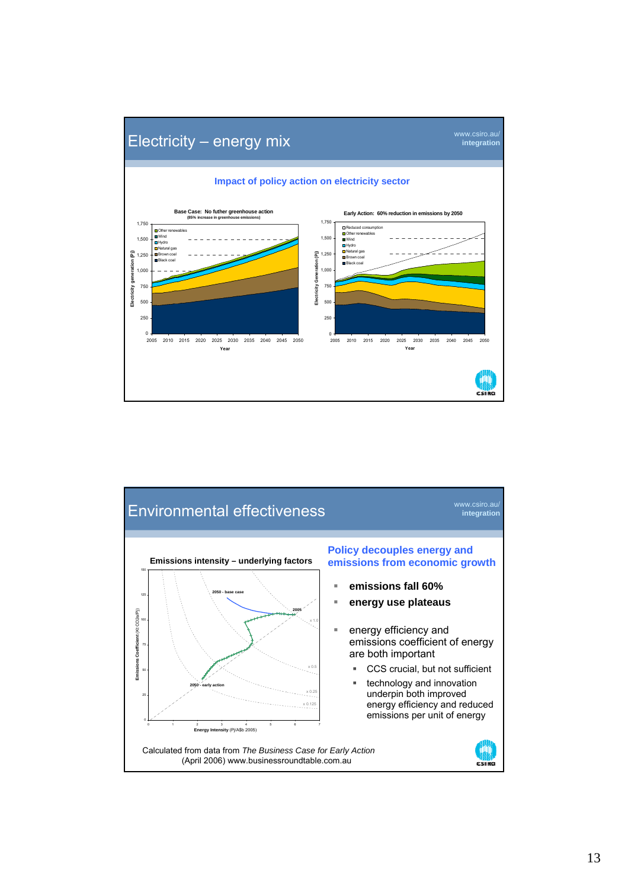# Electricity – energy mix

www.csiro.au/ **integration**

**Impact of policy action on electricity sector**

**Base Case: No futher greenhouse action**
(85% increase in greenhouse emissions)

**Early Action: 60% reduction in emissions by 2050**

# Environmental effectiveness

www.csiro.au/ **integration**

**Emissions intensity – underlying factors**

## Policy decouples energy and emissions from economic growth

- **emissions fall 60%**
- **energy use plateaus**
- energy efficiency and emissions coefficient of energy are both important
  - CCS crucial, but not sufficient
  - technology and innovation underpin both improved energy efficiency and reduced emissions per unit of energy

Calculated from data from *The Business Case for Early Action* (April 2006) www.businessroundtable.com.au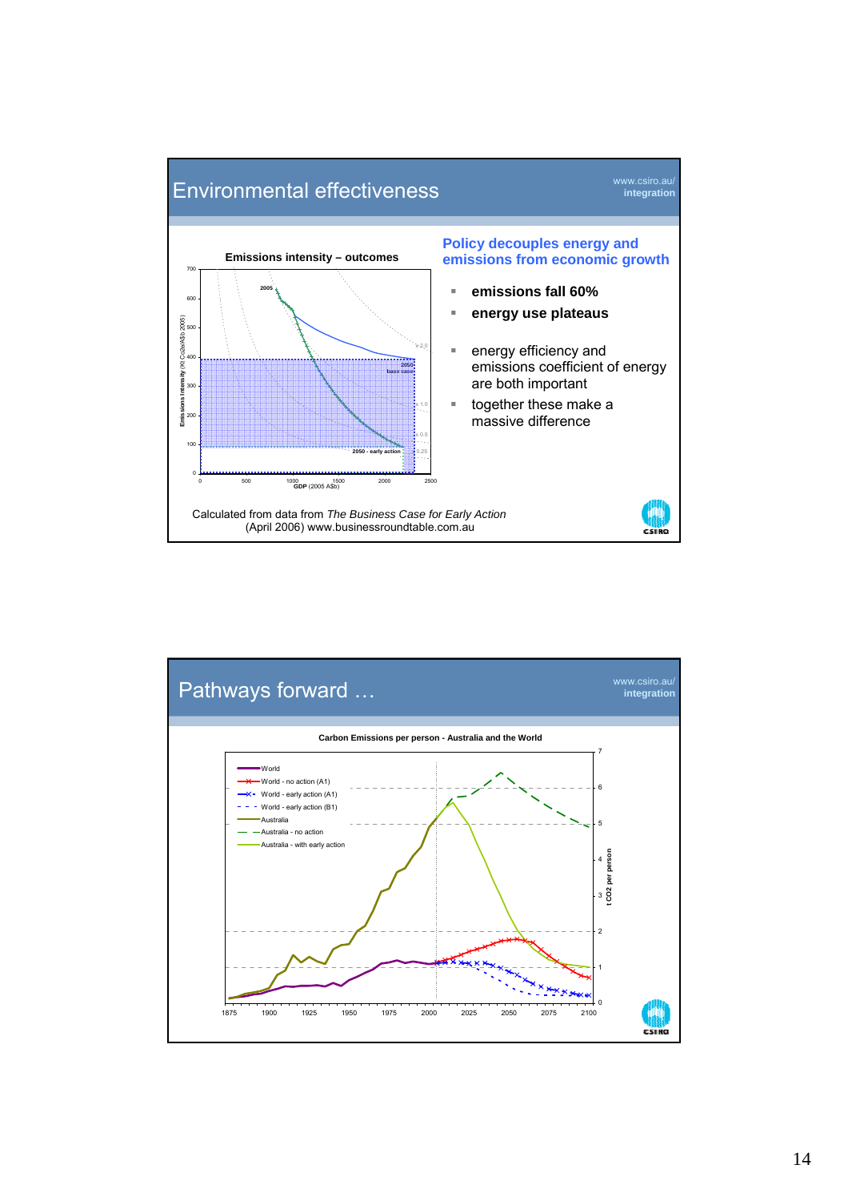## Environmental effectiveness

www.csiro.au/ integration

**Emissions intensity – outcomes**

### Policy decouples energy and emissions from economic growth

- **emissions fall 60%**
- **energy use plateaus**
- energy efficiency and emissions coefficient of energy are both important
- together these make a massive difference

Calculated from data from *The Business Case for Early Action* (April 2006) www.businessroundtable.com.au

## Pathways forward …

www.csiro.au/ integration

**Carbon Emissions per person - Australia and the World**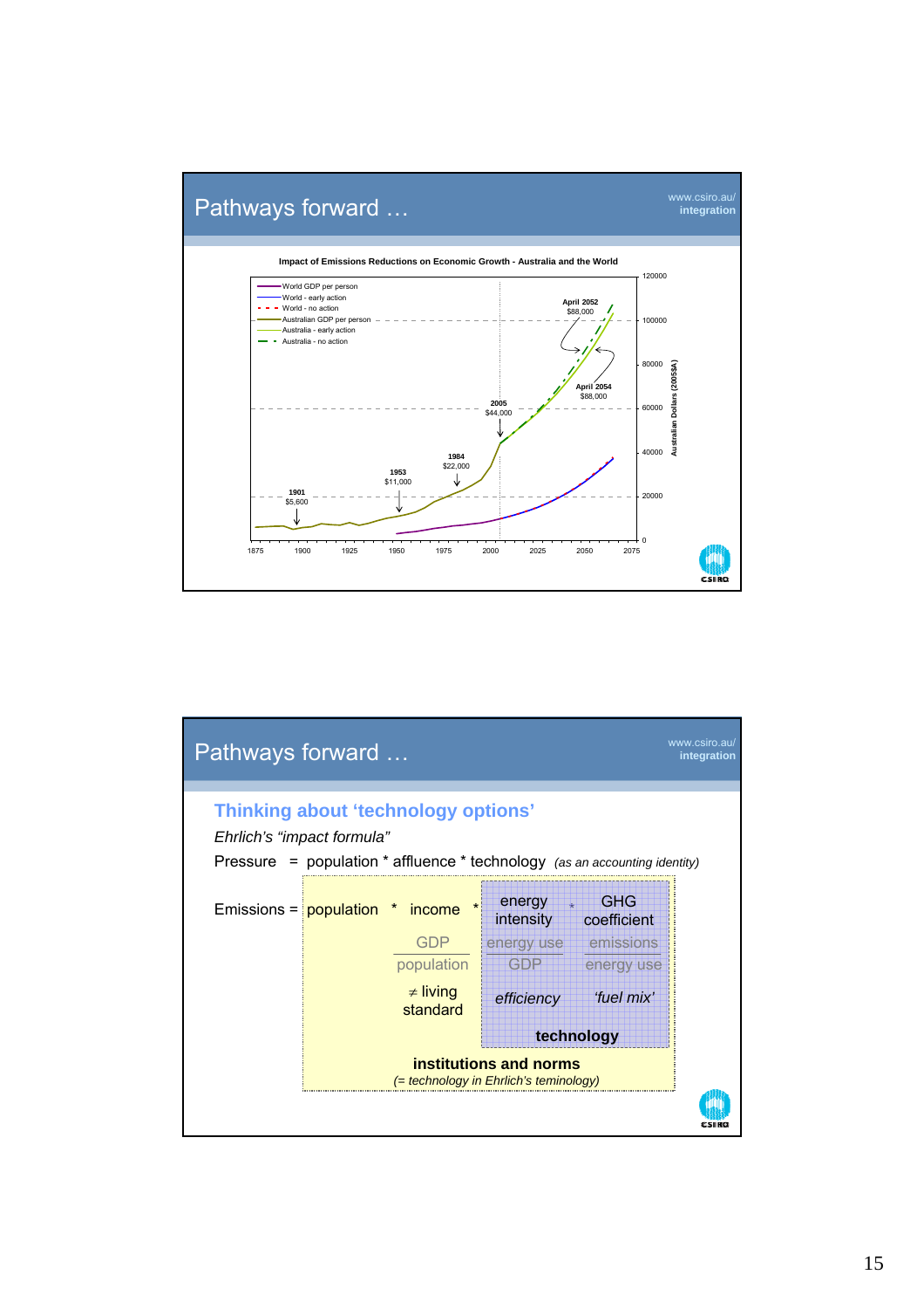# Pathways forward …

www.csiro.au/ **integration**

**Impact of Emissions Reductions on Economic Growth - Australia and the World**

- World GDP per person
- World - early action
- World - no action
- Australian GDP per person
- Australia - early action
- Australia - no action

1901 $5,600 · 1953 $11,000 · 1984 $22,000 · 2005 $44,000 · April 2052 $88,000 · April 2054 $88,000

Australian Dollars (2005$A)

---

# Pathways forward …

www.csiro.au/ **integration**

## Thinking about ‘technology options’

*Ehrlich’s “impact formula”*

Pressure = population * affluence * technology *(as an accounting identity)*

Emissions = population * income * energy intensity * GHG coefficient

| population | income | energy intensity | GHG coefficient |
|---|---|---|---|
| | GDP / population | energy use / GDP | emissions / energy use |
| | ≠ living standard | *efficiency* | *‘fuel mix’* |
| | | **technology** | |

**institutions and norms**
*(= technology in Ehrlich’s teminology)*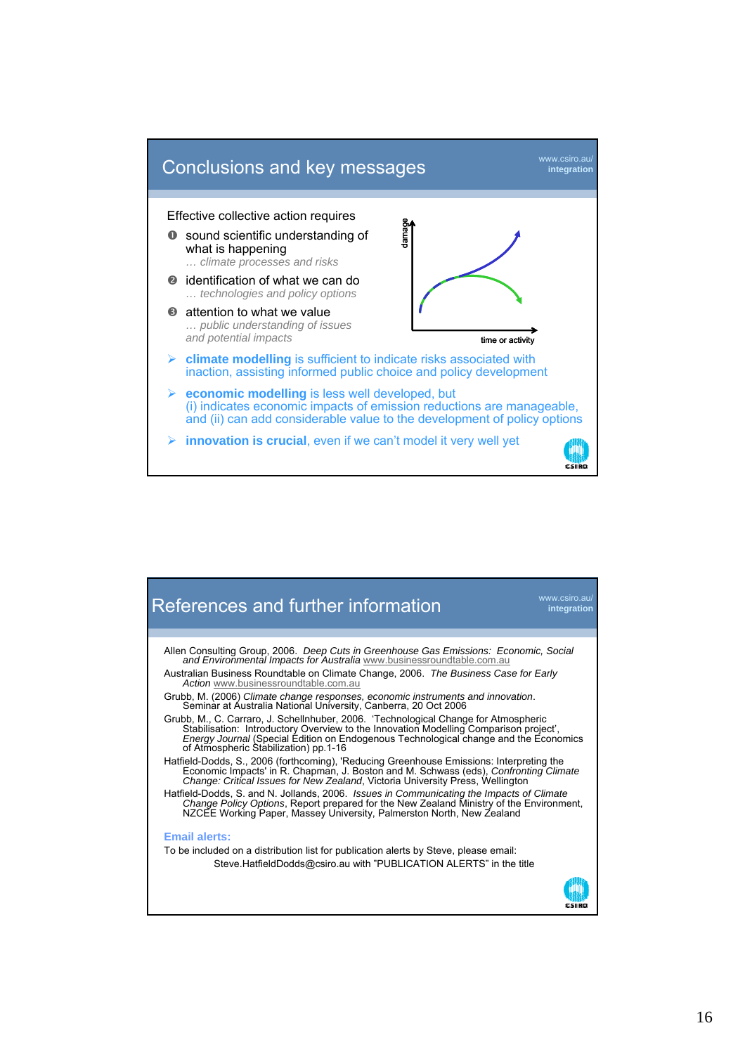## Conclusions and key messages

www.csiro.au/ **integration**

Effective collective action requires

1. sound scientific understanding of what is happening
   *… climate processes and risks*
2. identification of what we can do
   *… technologies and policy options*
3. attention to what we value
   *… public understanding of issues and potential impacts*

damage

time or activity

- **climate modelling** is sufficient to indicate risks associated with inaction, assisting informed public choice and policy development
- **economic modelling** is less well developed, but
  (i) indicates economic impacts of emission reductions are manageable, and (ii) can add considerable value to the development of policy options
- **innovation is crucial**, even if we can't model it very well yet

CSIRO

## References and further information

www.csiro.au/ **integration**

Allen Consulting Group, 2006. *Deep Cuts in Greenhouse Gas Emissions: Economic, Social and Environmental Impacts for Australia* www.businessroundtable.com.au

Australian Business Roundtable on Climate Change, 2006. *The Business Case for Early Action* www.businessroundtable.com.au

Grubb, M. (2006) *Climate change responses, economic instruments and innovation*. Seminar at Australia National University, Canberra, 20 Oct 2006

Grubb, M., C. Carraro, J. Schellnhuber, 2006. 'Technological Change for Atmospheric Stabilisation: Introductory Overview to the Innovation Modelling Comparison project', *Energy Journal* (Special Edition on Endogenous Technological change and the Economics of Atmospheric Stabilization) pp.1-16

Hatfield-Dodds, S., 2006 (forthcoming), 'Reducing Greenhouse Emissions: Interpreting the Economic Impacts' in R. Chapman, J. Boston and M. Schwass (eds), *Confronting Climate Change: Critical Issues for New Zealand*, Victoria University Press, Wellington

Hatfield-Dodds, S. and N. Jollands, 2006. *Issues in Communicating the Impacts of Climate Change Policy Options*, Report prepared for the New Zealand Ministry of the Environment, NZCEE Working Paper, Massey University, Palmerston North, New Zealand

**Email alerts:**

To be included on a distribution list for publication alerts by Steve, please email:
Steve.HatfieldDodds@csiro.au with "PUBLICATION ALERTS" in the title

CSIRO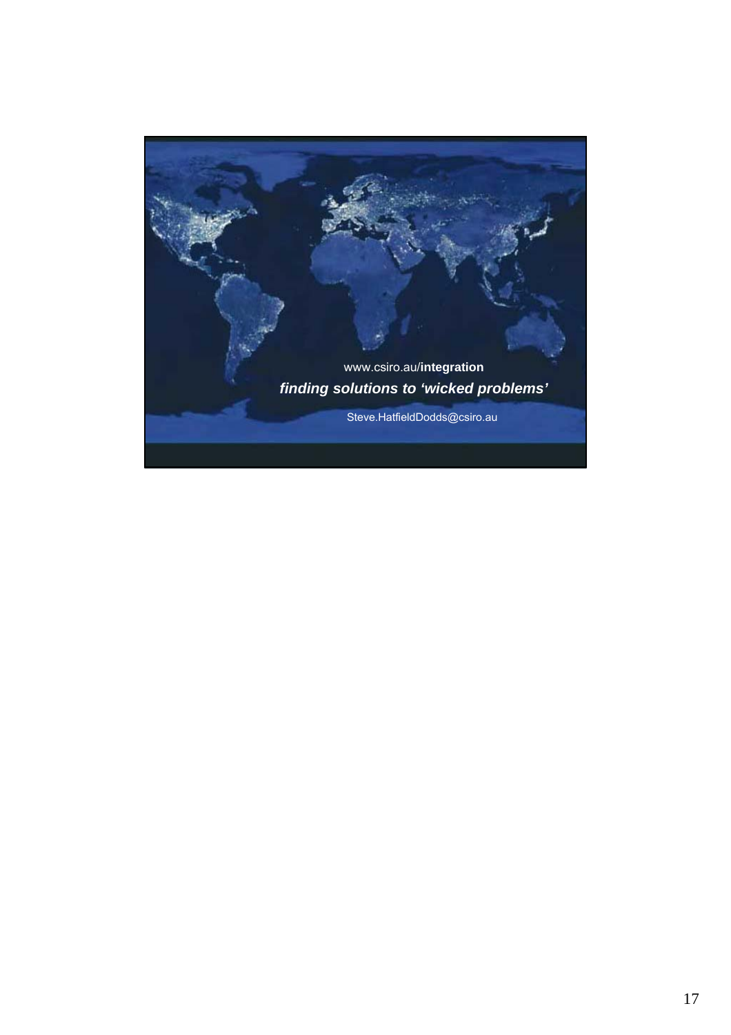www.csiro.au/**integration**

***finding solutions to 'wicked problems'***

Steve.HatfieldDodds@csiro.au